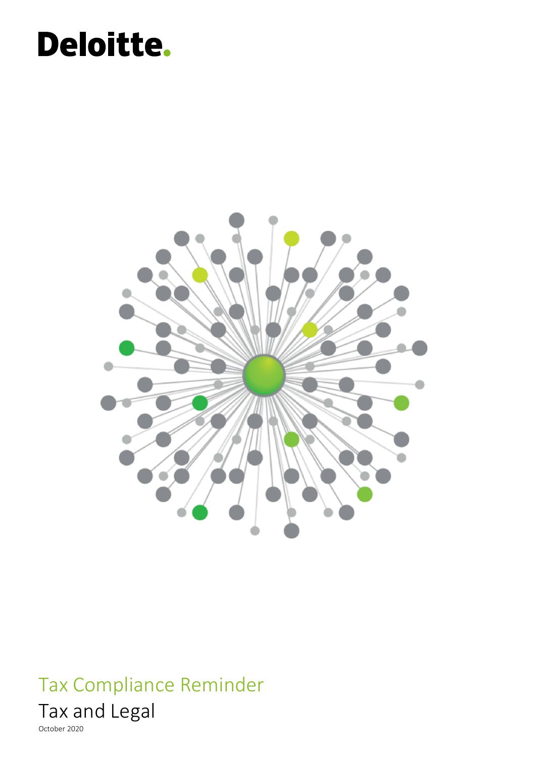Deloitte.

# Tax Compliance Reminder

## Tax and Legal

October 2020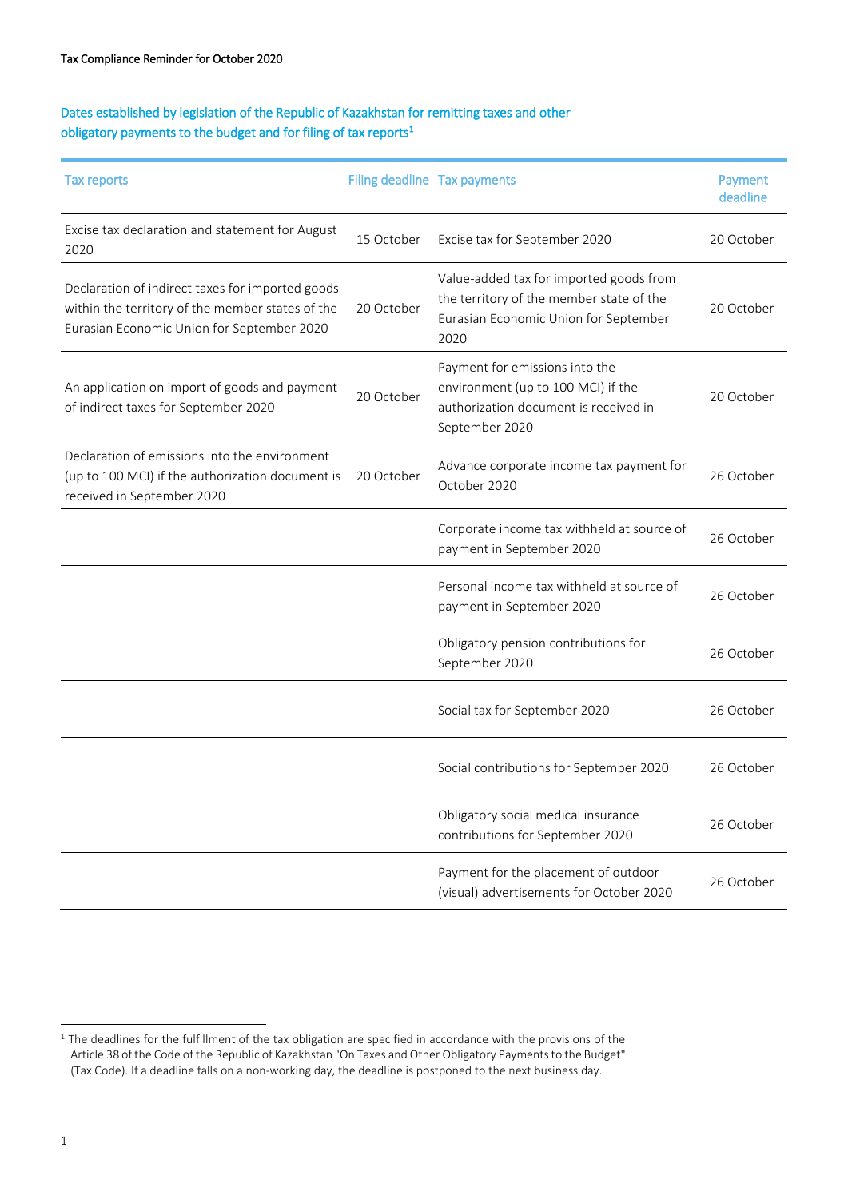Tax Compliance Reminder for October 2020

## Dates established by legislation of the Republic of Kazakhstan for remitting taxes and other obligatory payments to the budget and for filing of tax reports[1]

| Tax reports | Filing deadline | Tax payments | Payment deadline |
|---|---|---|---|
| Excise tax declaration and statement for August 2020 | 15 October | Excise tax for September 2020 | 20 October |
| Declaration of indirect taxes for imported goods within the territory of the member states of the Eurasian Economic Union for September 2020 | 20 October | Value-added tax for imported goods from the territory of the member state of the Eurasian Economic Union for September 2020 | 20 October |
| An application on import of goods and payment of indirect taxes for September 2020 | 20 October | Payment for emissions into the environment (up to 100 MCI) if the authorization document is received in September 2020 | 20 October |
| Declaration of emissions into the environment (up to 100 MCI) if the authorization document is received in September 2020 | 20 October | Advance corporate income tax payment for October 2020 | 26 October |
| | | Corporate income tax withheld at source of payment in September 2020 | 26 October |
| | | Personal income tax withheld at source of payment in September 2020 | 26 October |
| | | Obligatory pension contributions for September 2020 | 26 October |
| | | Social tax for September 2020 | 26 October |
| | | Social contributions for September 2020 | 26 October |
| | | Obligatory social medical insurance contributions for September 2020 | 26 October |
| | | Payment for the placement of outdoor (visual) advertisements for October 2020 | 26 October |

[1] The deadlines for the fulfillment of the tax obligation are specified in accordance with the provisions of the Article 38 of the Code of the Republic of Kazakhstan "On Taxes and Other Obligatory Payments to the Budget" (Tax Code). If a deadline falls on a non-working day, the deadline is postponed to the next business day.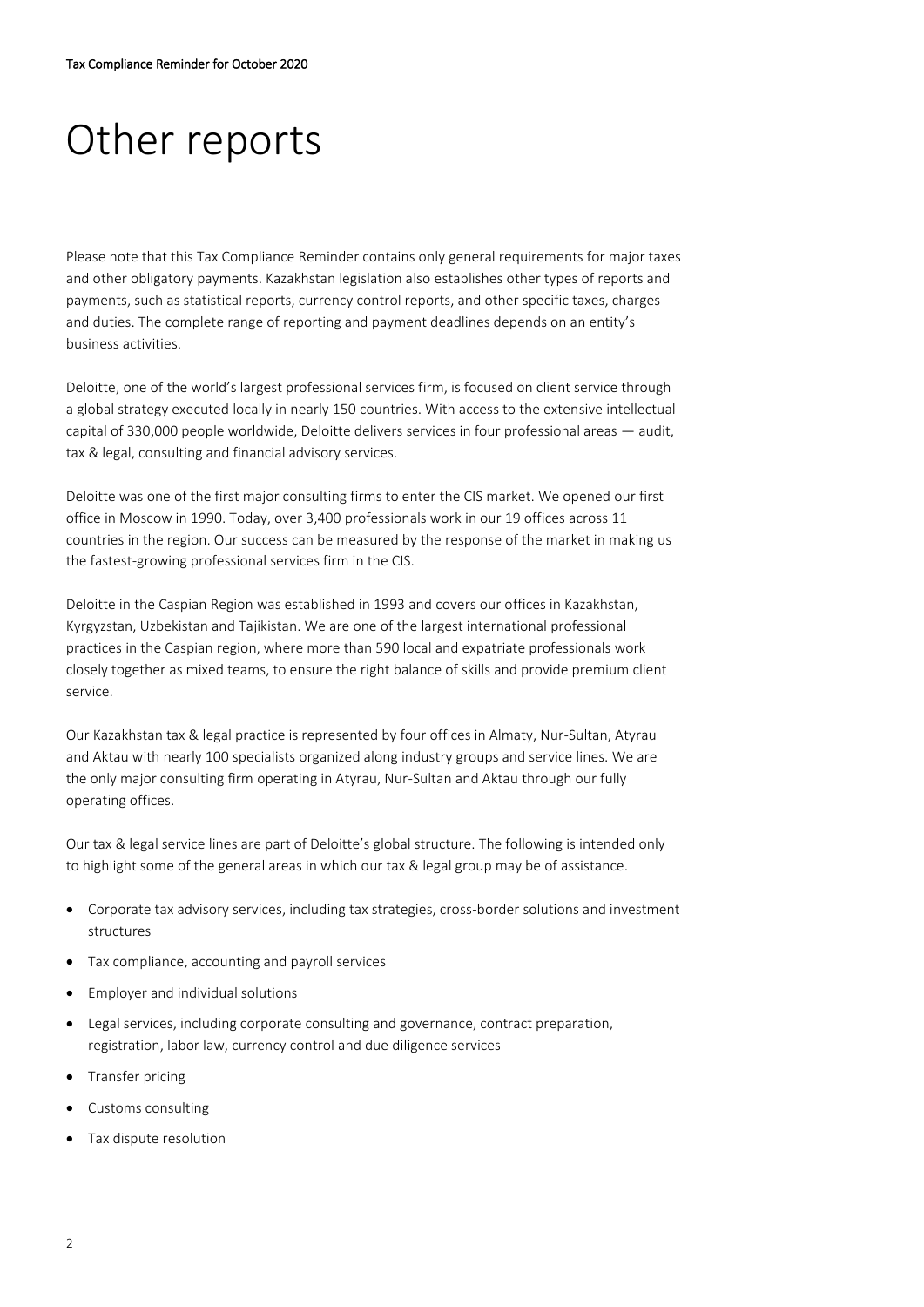# Other reports

Please note that this Tax Compliance Reminder contains only general requirements for major taxes and other obligatory payments. Kazakhstan legislation also establishes other types of reports and payments, such as statistical reports, currency control reports, and other specific taxes, charges and duties. The complete range of reporting and payment deadlines depends on an entity's business activities.

Deloitte, one of the world's largest professional services firm, is focused on client service through a global strategy executed locally in nearly 150 countries. With access to the extensive intellectual capital of 330,000 people worldwide, Deloitte delivers services in four professional areas — audit, tax & legal, consulting and financial advisory services.

Deloitte was one of the first major consulting firms to enter the CIS market. We opened our first office in Moscow in 1990. Today, over 3,400 professionals work in our 19 offices across 11 countries in the region. Our success can be measured by the response of the market in making us the fastest-growing professional services firm in the CIS.

Deloitte in the Caspian Region was established in 1993 and covers our offices in Kazakhstan, Kyrgyzstan, Uzbekistan and Tajikistan. We are one of the largest international professional practices in the Caspian region, where more than 590 local and expatriate professionals work closely together as mixed teams, to ensure the right balance of skills and provide premium client service.

Our Kazakhstan tax & legal practice is represented by four offices in Almaty, Nur-Sultan, Atyrau and Aktau with nearly 100 specialists organized along industry groups and service lines. We are the only major consulting firm operating in Atyrau, Nur-Sultan and Aktau through our fully operating offices.

Our tax & legal service lines are part of Deloitte's global structure. The following is intended only to highlight some of the general areas in which our tax & legal group may be of assistance.

- Corporate tax advisory services, including tax strategies, cross-border solutions and investment structures
- Tax compliance, accounting and payroll services
- Employer and individual solutions
- Legal services, including corporate consulting and governance, contract preparation, registration, labor law, currency control and due diligence services
- Transfer pricing
- Customs consulting
- Tax dispute resolution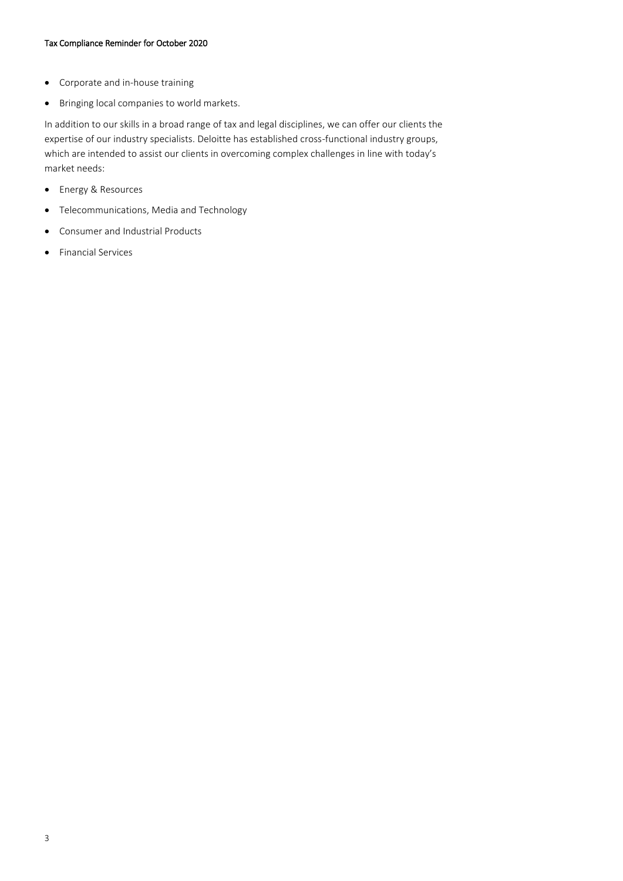- Corporate and in-house training
- Bringing local companies to world markets.

In addition to our skills in a broad range of tax and legal disciplines, we can offer our clients the expertise of our industry specialists. Deloitte has established cross-functional industry groups, which are intended to assist our clients in overcoming complex challenges in line with today's market needs:

- Energy & Resources
- Telecommunications, Media and Technology
- Consumer and Industrial Products
- Financial Services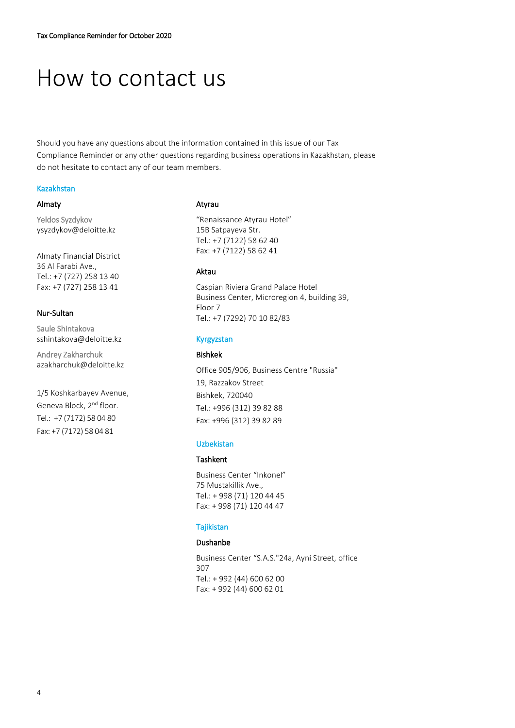# How to contact us

Should you have any questions about the information contained in this issue of our Tax Compliance Reminder or any other questions regarding business operations in Kazakhstan, please do not hesitate to contact any of our team members.

## Kazakhstan

### Almaty

Yeldos Syzdykov
ysyzdykov@deloitte.kz

Almaty Financial District
36 Al Farabi Ave.,
Tel.: +7 (727) 258 13 40
Fax: +7 (727) 258 13 41

### Nur-Sultan

Saule Shintakova
sshintakova@deloitte.kz

Andrey Zakharchuk
azakharchuk@deloitte.kz

1/5 Koshkarbayev Avenue,
Geneva Block, 2nd floor.
Tel.: +7 (7172) 58 04 80
Fax: +7 (7172) 58 04 81

### Atyrau

"Renaissance Atyrau Hotel"
15B Satpayeva Str.
Tel.: +7 (7122) 58 62 40
Fax: +7 (7122) 58 62 41

### Aktau

Caspian Riviera Grand Palace Hotel
Business Center, Microregion 4, building 39,
Floor 7
Tel.: +7 (7292) 70 10 82/83

## Kyrgyzstan

### Bishkek

Office 905/906, Business Centre "Russia"
19, Razzakov Street
Bishkek, 720040
Tel.: +996 (312) 39 82 88
Fax: +996 (312) 39 82 89

## Uzbekistan

### Tashkent

Business Center "Inkonel"
75 Mustakillik Ave.,
Tel.: + 998 (71) 120 44 45
Fax: + 998 (71) 120 44 47

## Tajikistan

### Dushanbe

Business Center "S.A.S."24a, Ayni Street, office 307
Tel.: + 992 (44) 600 62 00
Fax: + 992 (44) 600 62 01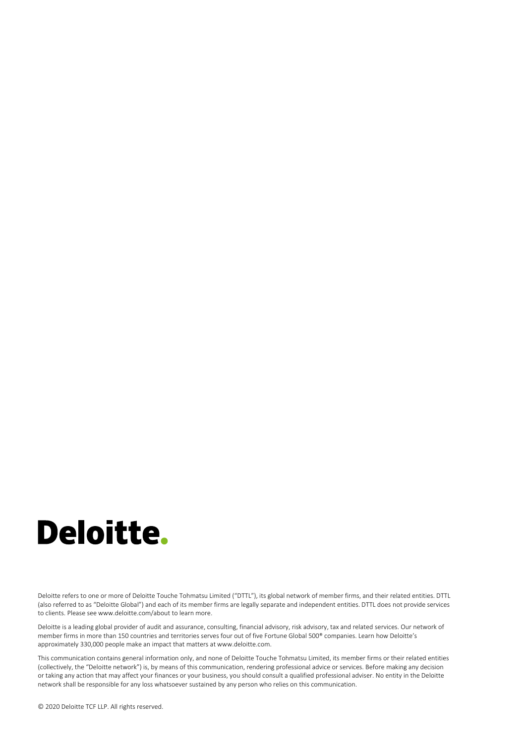**Deloitte.**

Deloitte refers to one or more of Deloitte Touche Tohmatsu Limited ("DTTL"), its global network of member firms, and their related entities. DTTL (also referred to as "Deloitte Global") and each of its member firms are legally separate and independent entities. DTTL does not provide services to clients. Please see www.deloitte.com/about to learn more.

Deloitte is a leading global provider of audit and assurance, consulting, financial advisory, risk advisory, tax and related services. Our network of member firms in more than 150 countries and territories serves four out of five Fortune Global 500® companies. Learn how Deloitte's approximately 330,000 people make an impact that matters at www.deloitte.com.

This communication contains general information only, and none of Deloitte Touche Tohmatsu Limited, its member firms or their related entities (collectively, the "Deloitte network") is, by means of this communication, rendering professional advice or services. Before making any decision or taking any action that may affect your finances or your business, you should consult a qualified professional adviser. No entity in the Deloitte network shall be responsible for any loss whatsoever sustained by any person who relies on this communication.

© 2020 Deloitte TCF LLP. All rights reserved.